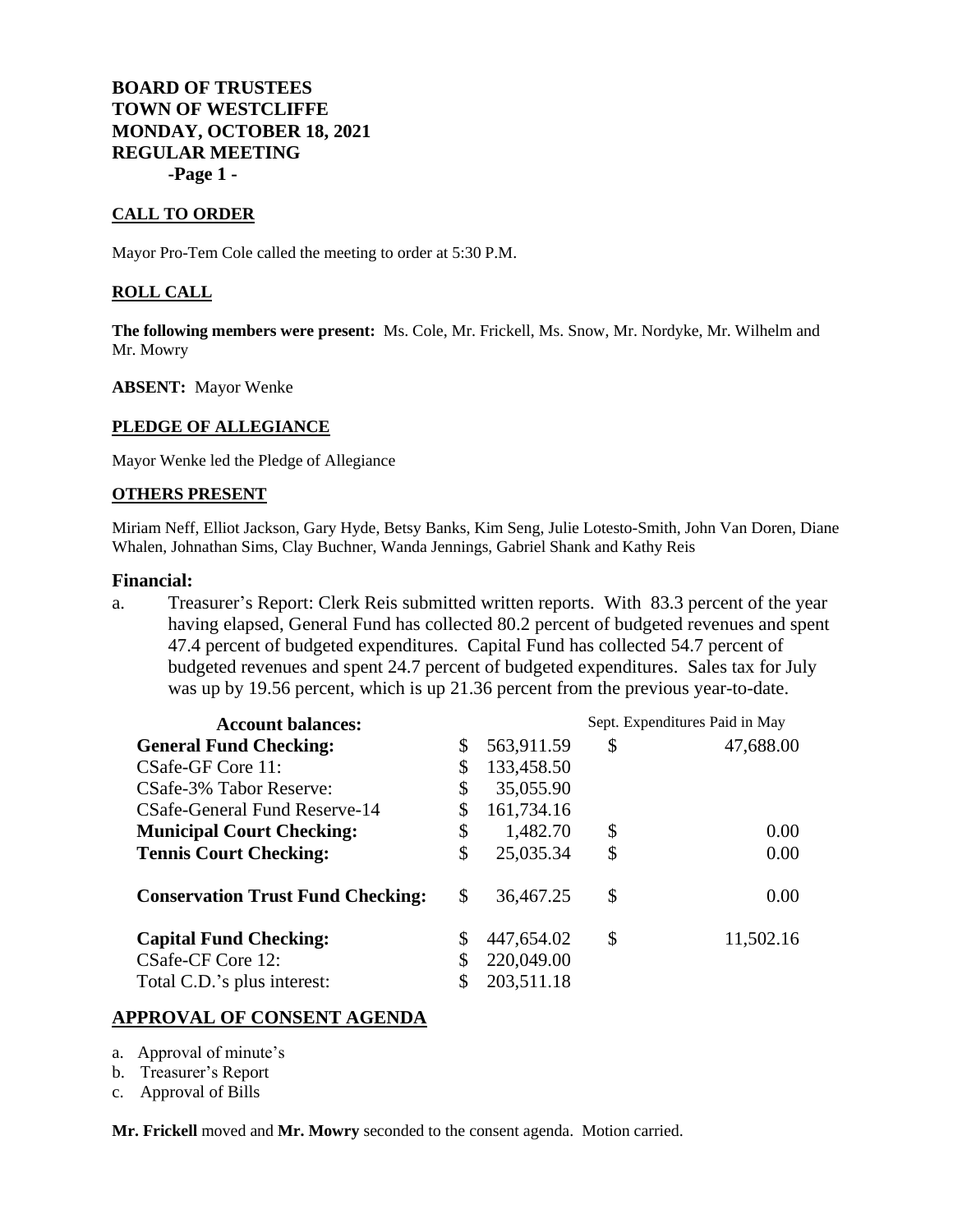# BOARD OF TRUSTEES
# TOWN OF WESTCLIFFE
# MONDAY, OCTOBER 18, 2021
# REGULAR MEETING
**-Page 1 -**

## CALL TO ORDER

Mayor Pro-Tem Cole called the meeting to order at 5:30 P.M.

## ROLL CALL

**The following members were present:** Ms. Cole, Mr. Frickell, Ms. Snow, Mr. Nordyke, Mr. Wilhelm and Mr. Mowry

**ABSENT:** Mayor Wenke

## PLEDGE OF ALLEGIANCE

Mayor Wenke led the Pledge of Allegiance

## OTHERS PRESENT

Miriam Neff, Elliot Jackson, Gary Hyde, Betsy Banks, Kim Seng, Julie Lotesto-Smith, John Van Doren, Diane Whalen, Johnathan Sims, Clay Buchner, Wanda Jennings, Gabriel Shank and Kathy Reis

### Financial:

a. Treasurer's Report: Clerk Reis submitted written reports. With 83.3 percent of the year having elapsed, General Fund has collected 80.2 percent of budgeted revenues and spent 47.4 percent of budgeted expenditures. Capital Fund has collected 54.7 percent of budgeted revenues and spent 24.7 percent of budgeted expenditures. Sales tax for July was up by 19.56 percent, which is up 21.36 percent from the previous year-to-date.

| **Account balances:** | | Sept. Expenditures Paid in May |
|---|---|---|
| **General Fund Checking:** | $ 563,911.59 | $ 47,688.00 |
| CSafe-GF Core 11: | $ 133,458.50 | |
| CSafe-3% Tabor Reserve: | $ 35,055.90 | |
| CSafe-General Fund Reserve-14 | $ 161,734.16 | |
| **Municipal Court Checking:** | $ 1,482.70 | $ 0.00 |
| **Tennis Court Checking:** | $ 25,035.34 | $ 0.00 |
| **Conservation Trust Fund Checking:** | $ 36,467.25 | $ 0.00 |
| **Capital Fund Checking:** | $ 447,654.02 | $ 11,502.16 |
| CSafe-CF Core 12: | $ 220,049.00 | |
| Total C.D.'s plus interest: | $ 203,511.18 | |

## APPROVAL OF CONSENT AGENDA

a. Approval of minute's
b. Treasurer's Report
c. Approval of Bills

**Mr. Frickell** moved and **Mr. Mowry** seconded to the consent agenda. Motion carried.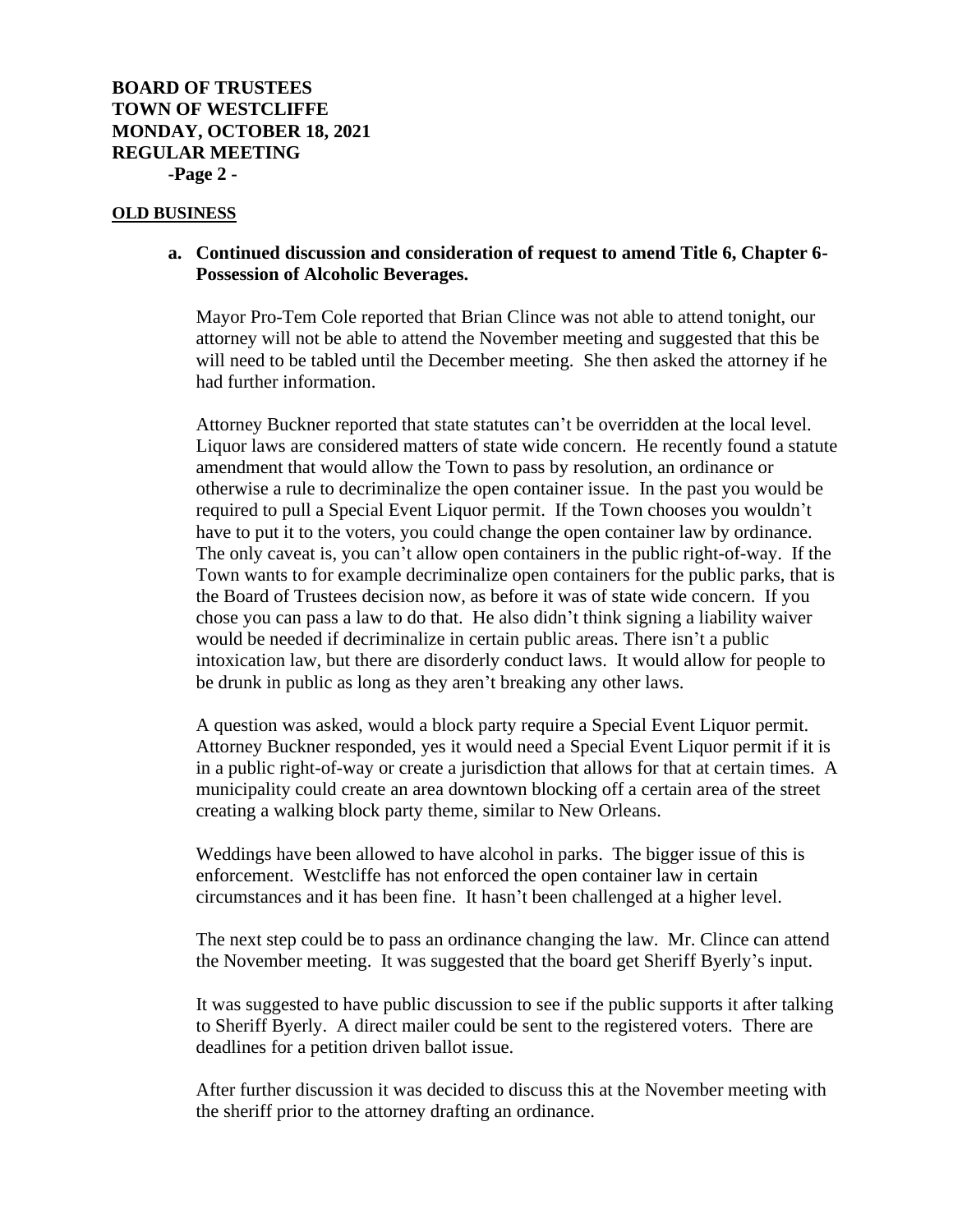**OLD BUSINESS**

**a. Continued discussion and consideration of request to amend Title 6, Chapter 6-Possession of Alcoholic Beverages.**

Mayor Pro-Tem Cole reported that Brian Clince was not able to attend tonight, our attorney will not be able to attend the November meeting and suggested that this be will need to be tabled until the December meeting. She then asked the attorney if he had further information.

Attorney Buckner reported that state statutes can't be overridden at the local level. Liquor laws are considered matters of state wide concern. He recently found a statute amendment that would allow the Town to pass by resolution, an ordinance or otherwise a rule to decriminalize the open container issue. In the past you would be required to pull a Special Event Liquor permit. If the Town chooses you wouldn't have to put it to the voters, you could change the open container law by ordinance. The only caveat is, you can't allow open containers in the public right-of-way. If the Town wants to for example decriminalize open containers for the public parks, that is the Board of Trustees decision now, as before it was of state wide concern. If you chose you can pass a law to do that. He also didn't think signing a liability waiver would be needed if decriminalize in certain public areas. There isn't a public intoxication law, but there are disorderly conduct laws. It would allow for people to be drunk in public as long as they aren't breaking any other laws.

A question was asked, would a block party require a Special Event Liquor permit. Attorney Buckner responded, yes it would need a Special Event Liquor permit if it is in a public right-of-way or create a jurisdiction that allows for that at certain times. A municipality could create an area downtown blocking off a certain area of the street creating a walking block party theme, similar to New Orleans.

Weddings have been allowed to have alcohol in parks. The bigger issue of this is enforcement. Westcliffe has not enforced the open container law in certain circumstances and it has been fine. It hasn't been challenged at a higher level.

The next step could be to pass an ordinance changing the law. Mr. Clince can attend the November meeting. It was suggested that the board get Sheriff Byerly's input.

It was suggested to have public discussion to see if the public supports it after talking to Sheriff Byerly. A direct mailer could be sent to the registered voters. There are deadlines for a petition driven ballot issue.

After further discussion it was decided to discuss this at the November meeting with the sheriff prior to the attorney drafting an ordinance.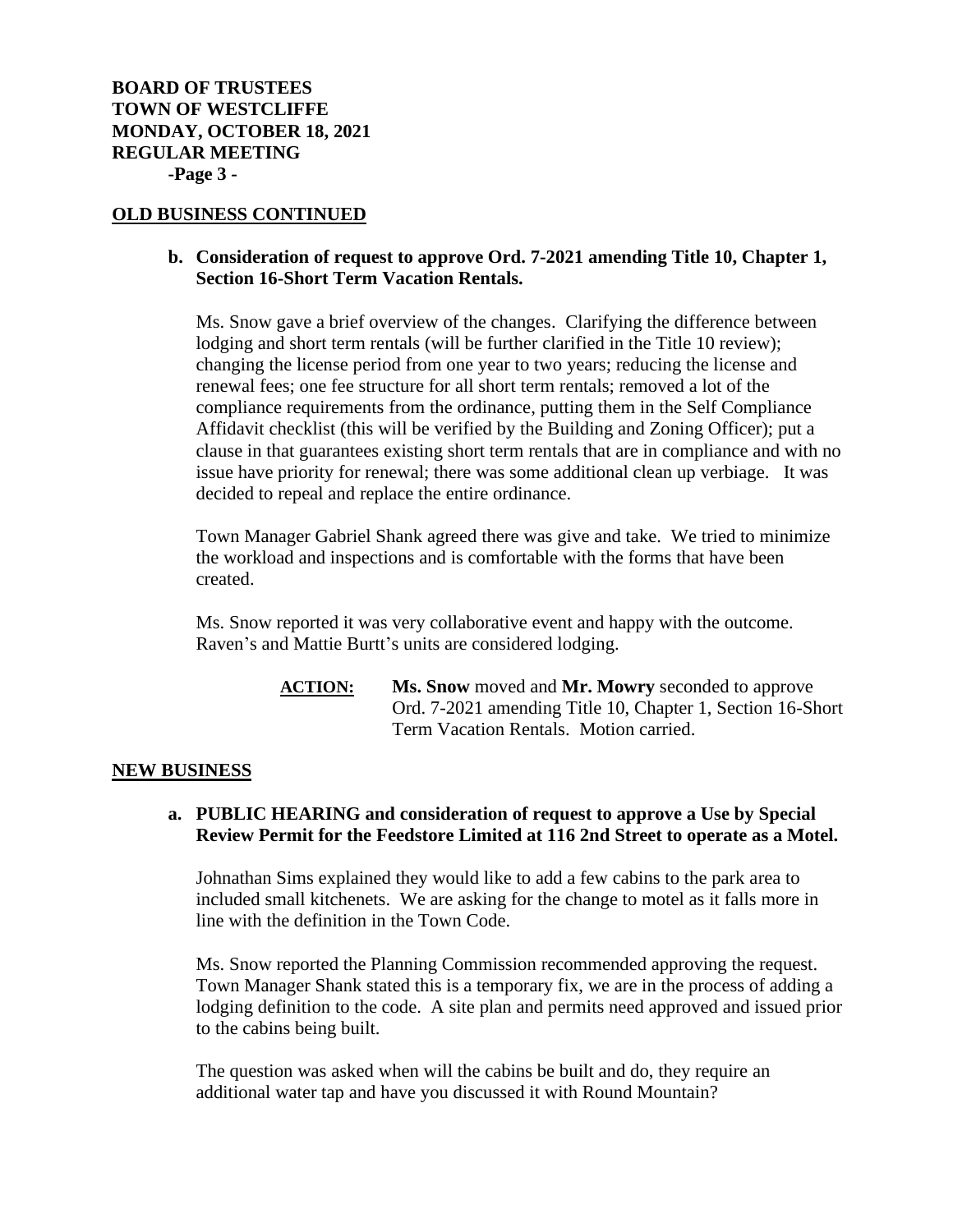## OLD BUSINESS CONTINUED

**b. Consideration of request to approve Ord. 7-2021 amending Title 10, Chapter 1, Section 16-Short Term Vacation Rentals.**

Ms. Snow gave a brief overview of the changes. Clarifying the difference between lodging and short term rentals (will be further clarified in the Title 10 review); changing the license period from one year to two years; reducing the license and renewal fees; one fee structure for all short term rentals; removed a lot of the compliance requirements from the ordinance, putting them in the Self Compliance Affidavit checklist (this will be verified by the Building and Zoning Officer); put a clause in that guarantees existing short term rentals that are in compliance and with no issue have priority for renewal; there was some additional clean up verbiage. It was decided to repeal and replace the entire ordinance.

Town Manager Gabriel Shank agreed there was give and take. We tried to minimize the workload and inspections and is comfortable with the forms that have been created.

Ms. Snow reported it was very collaborative event and happy with the outcome. Raven's and Mattie Burtt's units are considered lodging.

> **ACTION:** **Ms. Snow** moved and **Mr. Mowry** seconded to approve Ord. 7-2021 amending Title 10, Chapter 1, Section 16-Short Term Vacation Rentals. Motion carried.

## NEW BUSINESS

**a. PUBLIC HEARING and consideration of request to approve a Use by Special Review Permit for the Feedstore Limited at 116 2nd Street to operate as a Motel.**

Johnathan Sims explained they would like to add a few cabins to the park area to included small kitchenets. We are asking for the change to motel as it falls more in line with the definition in the Town Code.

Ms. Snow reported the Planning Commission recommended approving the request. Town Manager Shank stated this is a temporary fix, we are in the process of adding a lodging definition to the code. A site plan and permits need approved and issued prior to the cabins being built.

The question was asked when will the cabins be built and do, they require an additional water tap and have you discussed it with Round Mountain?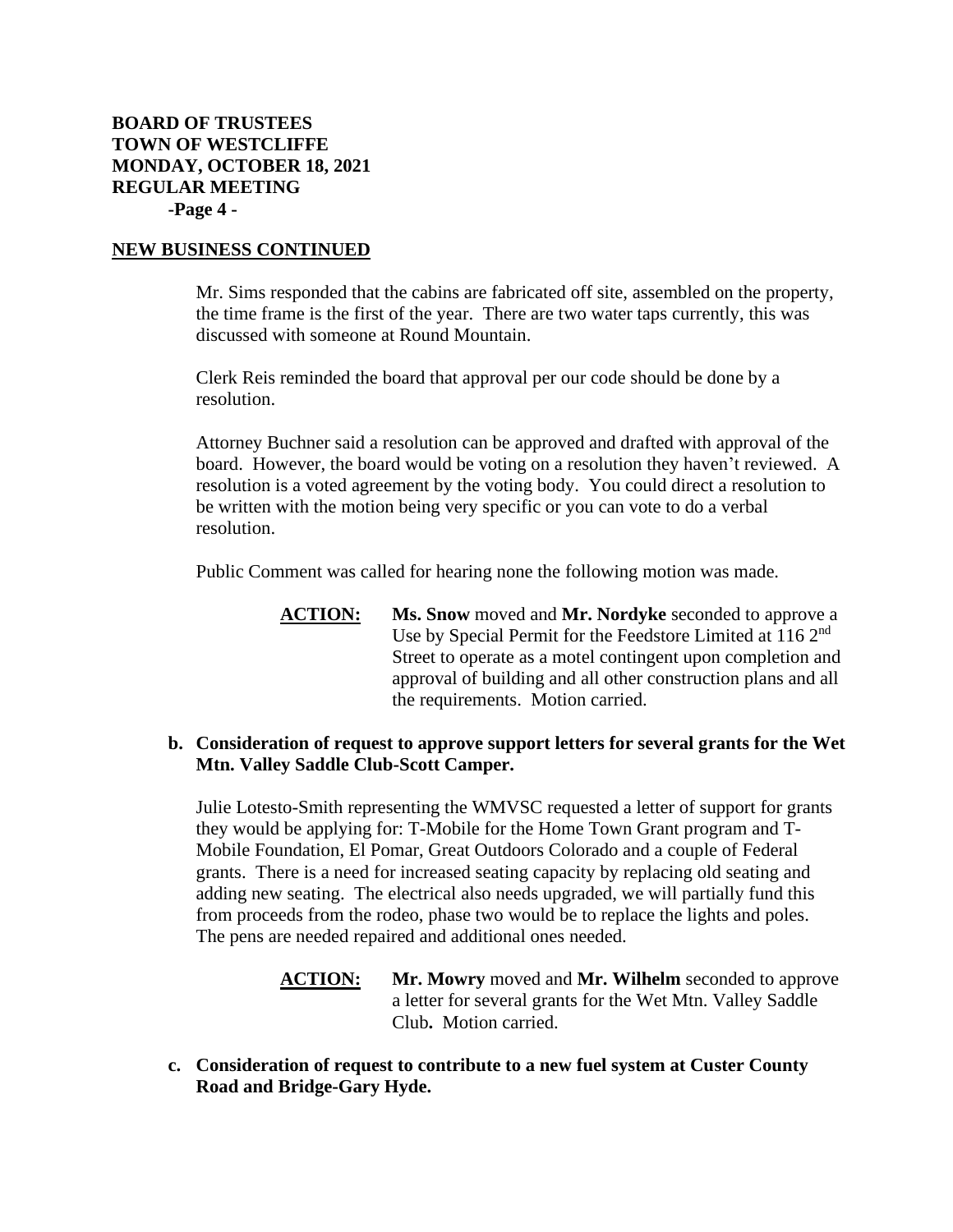## NEW BUSINESS CONTINUED

Mr. Sims responded that the cabins are fabricated off site, assembled on the property, the time frame is the first of the year. There are two water taps currently, this was discussed with someone at Round Mountain.

Clerk Reis reminded the board that approval per our code should be done by a resolution.

Attorney Buchner said a resolution can be approved and drafted with approval of the board. However, the board would be voting on a resolution they haven't reviewed. A resolution is a voted agreement by the voting body. You could direct a resolution to be written with the motion being very specific or you can vote to do a verbal resolution.

Public Comment was called for hearing none the following motion was made.

> **ACTION:** **Ms. Snow** moved and **Mr. Nordyke** seconded to approve a Use by Special Permit for the Feedstore Limited at 116 2nd Street to operate as a motel contingent upon completion and approval of building and all other construction plans and all the requirements. Motion carried.

**b. Consideration of request to approve support letters for several grants for the Wet Mtn. Valley Saddle Club-Scott Camper.**

Julie Lotesto-Smith representing the WMVSC requested a letter of support for grants they would be applying for: T-Mobile for the Home Town Grant program and T-Mobile Foundation, El Pomar, Great Outdoors Colorado and a couple of Federal grants. There is a need for increased seating capacity by replacing old seating and adding new seating. The electrical also needs upgraded, we will partially fund this from proceeds from the rodeo, phase two would be to replace the lights and poles. The pens are needed repaired and additional ones needed.

> **ACTION:** **Mr. Mowry** moved and **Mr. Wilhelm** seconded to approve a letter for several grants for the Wet Mtn. Valley Saddle Club**.** Motion carried.

**c. Consideration of request to contribute to a new fuel system at Custer County Road and Bridge-Gary Hyde.**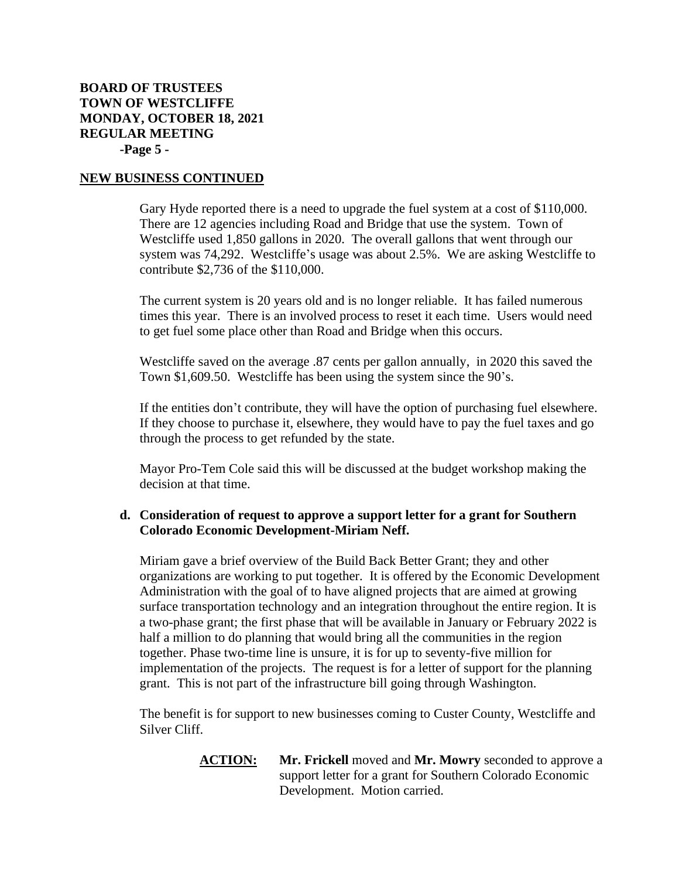**BOARD OF TRUSTEES**
**TOWN OF WESTCLIFFE**
**MONDAY, OCTOBER 18, 2021**
**REGULAR MEETING**

## NEW BUSINESS CONTINUED

Gary Hyde reported there is a need to upgrade the fuel system at a cost of $110,000. There are 12 agencies including Road and Bridge that use the system. Town of Westcliffe used 1,850 gallons in 2020. The overall gallons that went through our system was 74,292. Westcliffe's usage was about 2.5%. We are asking Westcliffe to contribute $2,736 of the $110,000.

The current system is 20 years old and is no longer reliable. It has failed numerous times this year. There is an involved process to reset it each time. Users would need to get fuel some place other than Road and Bridge when this occurs.

Westcliffe saved on the average .87 cents per gallon annually, in 2020 this saved the Town $1,609.50. Westcliffe has been using the system since the 90's.

If the entities don't contribute, they will have the option of purchasing fuel elsewhere. If they choose to purchase it, elsewhere, they would have to pay the fuel taxes and go through the process to get refunded by the state.

Mayor Pro-Tem Cole said this will be discussed at the budget workshop making the decision at that time.

**d. Consideration of request to approve a support letter for a grant for Southern Colorado Economic Development-Miriam Neff.**

Miriam gave a brief overview of the Build Back Better Grant; they and other organizations are working to put together. It is offered by the Economic Development Administration with the goal of to have aligned projects that are aimed at growing surface transportation technology and an integration throughout the entire region. It is a two-phase grant; the first phase that will be available in January or February 2022 is half a million to do planning that would bring all the communities in the region together. Phase two-time line is unsure, it is for up to seventy-five million for implementation of the projects. The request is for a letter of support for the planning grant. This is not part of the infrastructure bill going through Washington.

The benefit is for support to new businesses coming to Custer County, Westcliffe and Silver Cliff.

**ACTION:** **Mr. Frickell** moved and **Mr. Mowry** seconded to approve a support letter for a grant for Southern Colorado Economic Development. Motion carried.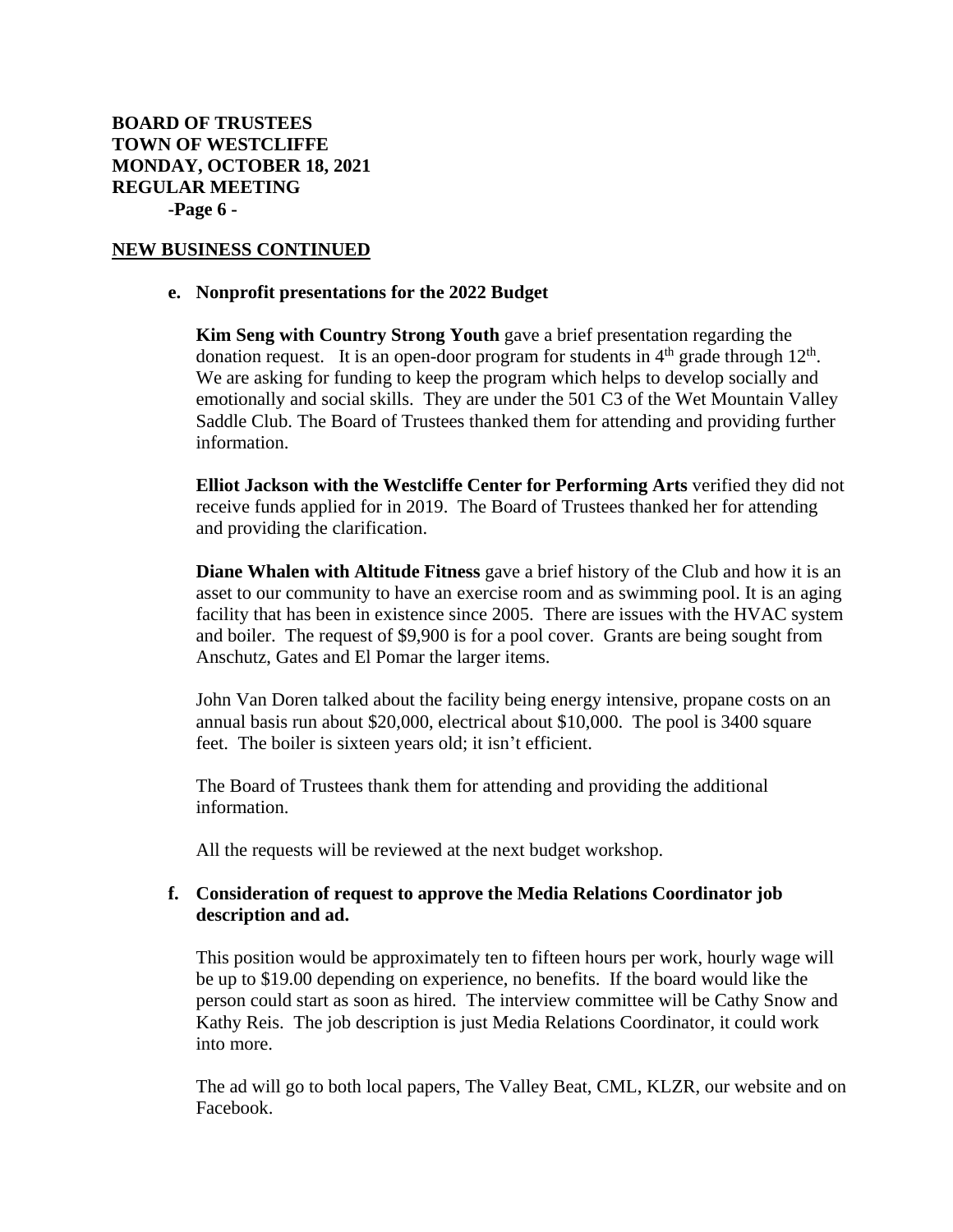**BOARD OF TRUSTEES**
**TOWN OF WESTCLIFFE**
**MONDAY, OCTOBER 18, 2021**
**REGULAR MEETING**
**-Page 6 -**

## NEW BUSINESS CONTINUED

**e. Nonprofit presentations for the 2022 Budget**

**Kim Seng with Country Strong Youth** gave a brief presentation regarding the donation request. It is an open-door program for students in 4th grade through 12th. We are asking for funding to keep the program which helps to develop socially and emotionally and social skills. They are under the 501 C3 of the Wet Mountain Valley Saddle Club. The Board of Trustees thanked them for attending and providing further information.

**Elliot Jackson with the Westcliffe Center for Performing Arts** verified they did not receive funds applied for in 2019. The Board of Trustees thanked her for attending and providing the clarification.

**Diane Whalen with Altitude Fitness** gave a brief history of the Club and how it is an asset to our community to have an exercise room and as swimming pool. It is an aging facility that has been in existence since 2005. There are issues with the HVAC system and boiler. The request of $9,900 is for a pool cover. Grants are being sought from Anschutz, Gates and El Pomar the larger items.

John Van Doren talked about the facility being energy intensive, propane costs on an annual basis run about $20,000, electrical about $10,000. The pool is 3400 square feet. The boiler is sixteen years old; it isn't efficient.

The Board of Trustees thank them for attending and providing the additional information.

All the requests will be reviewed at the next budget workshop.

**f. Consideration of request to approve the Media Relations Coordinator job description and ad.**

This position would be approximately ten to fifteen hours per work, hourly wage will be up to $19.00 depending on experience, no benefits. If the board would like the person could start as soon as hired. The interview committee will be Cathy Snow and Kathy Reis. The job description is just Media Relations Coordinator, it could work into more.

The ad will go to both local papers, The Valley Beat, CML, KLZR, our website and on Facebook.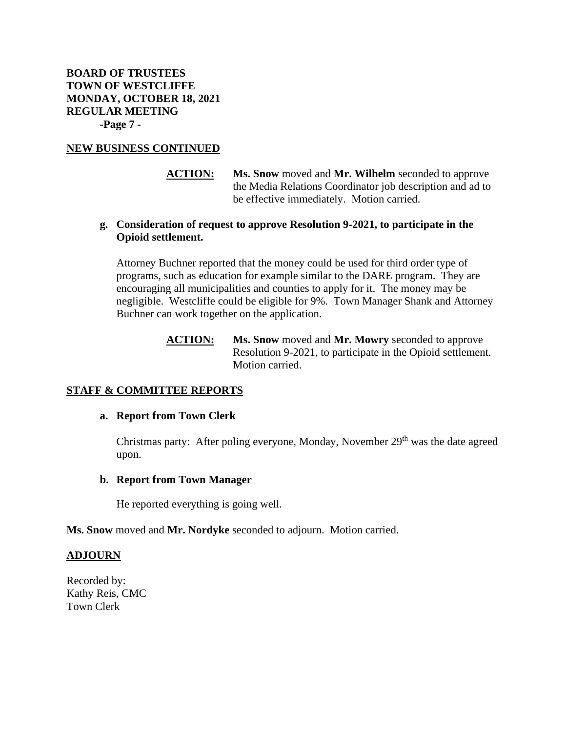## NEW BUSINESS CONTINUED

> **ACTION:** **Ms. Snow** moved and **Mr. Wilhelm** seconded to approve the Media Relations Coordinator job description and ad to be effective immediately. Motion carried.

**g. Consideration of request to approve Resolution 9-2021, to participate in the Opioid settlement.**

Attorney Buchner reported that the money could be used for third order type of programs, such as education for example similar to the DARE program. They are encouraging all municipalities and counties to apply for it. The money may be negligible. Westcliffe could be eligible for 9%. Town Manager Shank and Attorney Buchner can work together on the application.

> **ACTION:** **Ms. Snow** moved and **Mr. Mowry** seconded to approve Resolution 9-2021, to participate in the Opioid settlement. Motion carried.

## STAFF & COMMITTEE REPORTS

**a. Report from Town Clerk**

Christmas party: After poling everyone, Monday, November 29th was the date agreed upon.

**b. Report from Town Manager**

He reported everything is going well.

**Ms. Snow** moved and **Mr. Nordyke** seconded to adjourn. Motion carried.

## ADJOURN

Recorded by:
Kathy Reis, CMC
Town Clerk